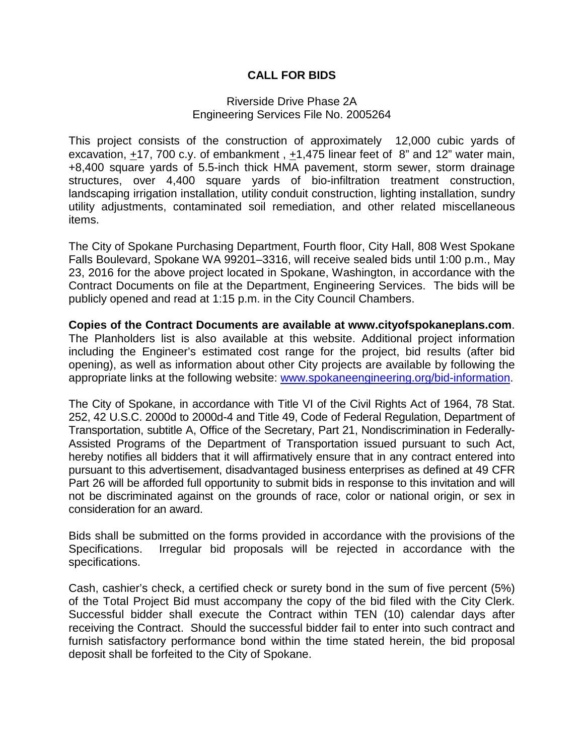# CALL FOR BIDS

Riverside Drive Phase 2A
Engineering Services File No. 2005264

This project consists of the construction of approximately 12,000 cubic yards of excavation, ±17, 700 c.y. of embankment , ±1,475 linear feet of 8" and 12" water main, +8,400 square yards of 5.5-inch thick HMA pavement, storm sewer, storm drainage structures, over 4,400 square yards of bio-infiltration treatment construction, landscaping irrigation installation, utility conduit construction, lighting installation, sundry utility adjustments, contaminated soil remediation, and other related miscellaneous items.

The City of Spokane Purchasing Department, Fourth floor, City Hall, 808 West Spokane Falls Boulevard, Spokane WA 99201–3316, will receive sealed bids until 1:00 p.m., May 23, 2016 for the above project located in Spokane, Washington, in accordance with the Contract Documents on file at the Department, Engineering Services. The bids will be publicly opened and read at 1:15 p.m. in the City Council Chambers.

**Copies of the Contract Documents are available at www.cityofspokaneplans.com**. The Planholders list is also available at this website. Additional project information including the Engineer's estimated cost range for the project, bid results (after bid opening), as well as information about other City projects are available by following the appropriate links at the following website: www.spokaneengineering.org/bid-information.

The City of Spokane, in accordance with Title VI of the Civil Rights Act of 1964, 78 Stat. 252, 42 U.S.C. 2000d to 2000d-4 and Title 49, Code of Federal Regulation, Department of Transportation, subtitle A, Office of the Secretary, Part 21, Nondiscrimination in Federally-Assisted Programs of the Department of Transportation issued pursuant to such Act, hereby notifies all bidders that it will affirmatively ensure that in any contract entered into pursuant to this advertisement, disadvantaged business enterprises as defined at 49 CFR Part 26 will be afforded full opportunity to submit bids in response to this invitation and will not be discriminated against on the grounds of race, color or national origin, or sex in consideration for an award.

Bids shall be submitted on the forms provided in accordance with the provisions of the Specifications. Irregular bid proposals will be rejected in accordance with the specifications.

Cash, cashier's check, a certified check or surety bond in the sum of five percent (5%) of the Total Project Bid must accompany the copy of the bid filed with the City Clerk. Successful bidder shall execute the Contract within TEN (10) calendar days after receiving the Contract. Should the successful bidder fail to enter into such contract and furnish satisfactory performance bond within the time stated herein, the bid proposal deposit shall be forfeited to the City of Spokane.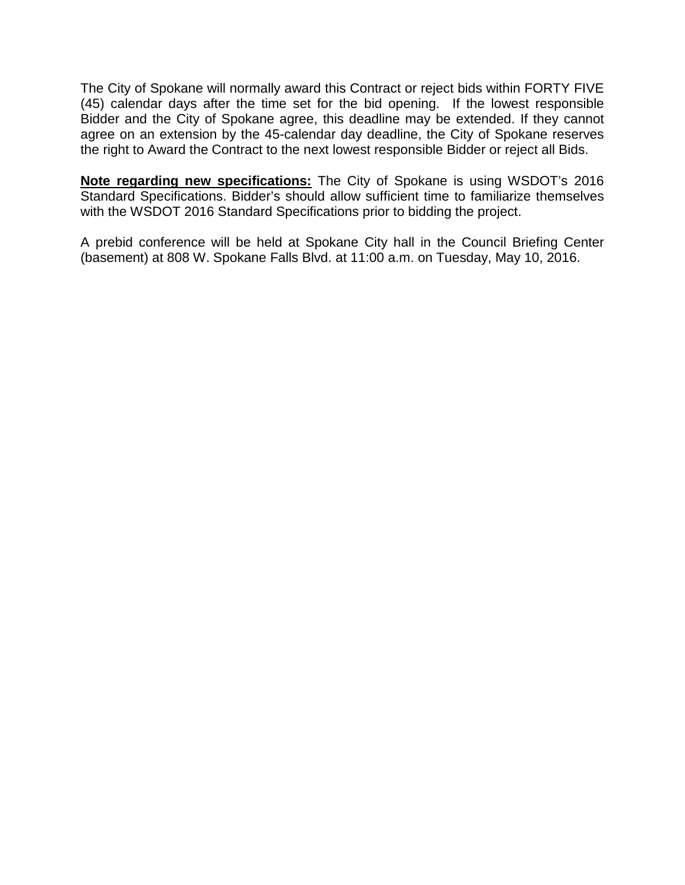The City of Spokane will normally award this Contract or reject bids within FORTY FIVE (45) calendar days after the time set for the bid opening. If the lowest responsible Bidder and the City of Spokane agree, this deadline may be extended. If they cannot agree on an extension by the 45-calendar day deadline, the City of Spokane reserves the right to Award the Contract to the next lowest responsible Bidder or reject all Bids.

**Note regarding new specifications:** The City of Spokane is using WSDOT's 2016 Standard Specifications. Bidder's should allow sufficient time to familiarize themselves with the WSDOT 2016 Standard Specifications prior to bidding the project.

A prebid conference will be held at Spokane City hall in the Council Briefing Center (basement) at 808 W. Spokane Falls Blvd. at 11:00 a.m. on Tuesday, May 10, 2016.